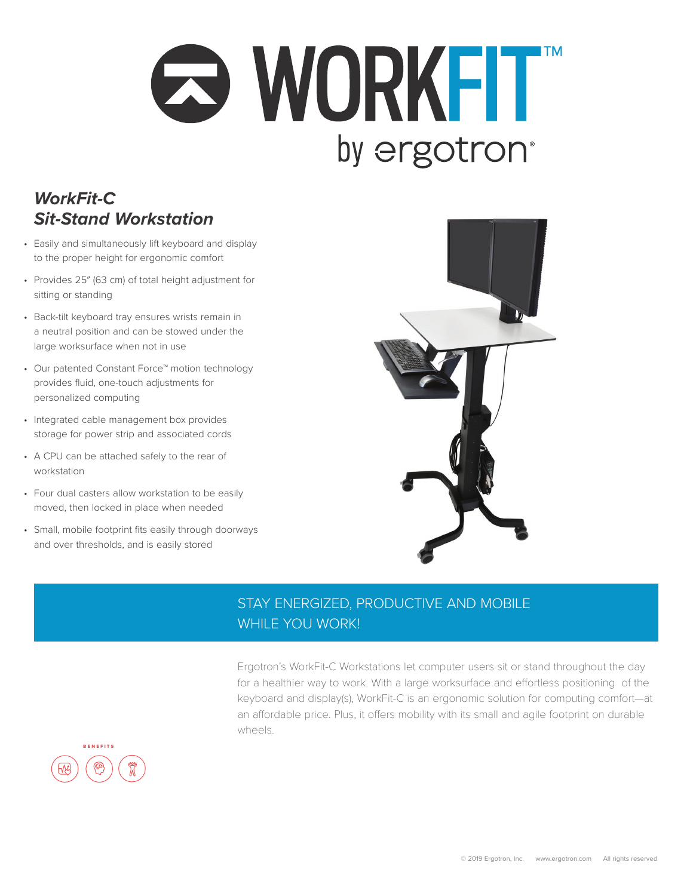# WORKFIT™ by ergotron®

## *WorkFit-C Sit-Stand Workstation*

- Easily and simultaneously lift keyboard and display to the proper height for ergonomic comfort
- Provides 25″ (63 cm) of total height adjustment for sitting or standing
- Back-tilt keyboard tray ensures wrists remain in a neutral position and can be stowed under the large worksurface when not in use
- Our patented Constant Force™ motion technology provides fluid, one-touch adjustments for personalized computing
- Integrated cable management box provides storage for power strip and associated cords
- A CPU can be attached safely to the rear of workstation
- Four dual casters allow workstation to be easily moved, then locked in place when needed
- Small, mobile footprint fits easily through doorways and over thresholds, and is easily stored

## STAY ENERGIZED, PRODUCTIVE AND MOBILE WHILE YOU WORK!

Ergotron's WorkFit-C Workstations let computer users sit or stand throughout the day for a healthier way to work. With a large worksurface and effortless positioning of the keyboard and display(s), WorkFit-C is an ergonomic solution for computing comfort—at an affordable price. Plus, it offers mobility with its small and agile footprint on durable wheels.

BENEFITS

© 2019 Ergotron, Inc. www.ergotron.com All rights reserved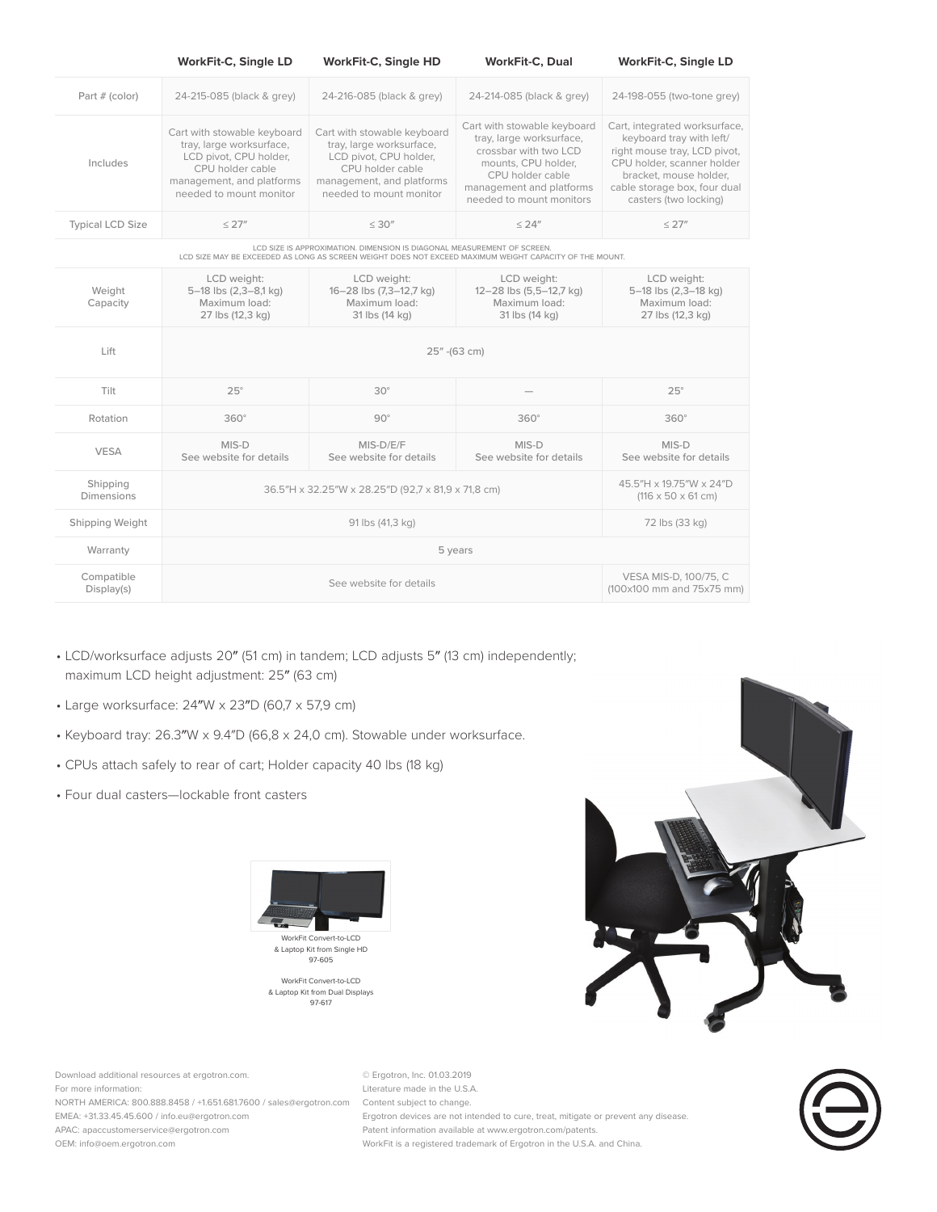| | WorkFit-C, Single LD | WorkFit-C, Single HD | WorkFit-C, Dual | WorkFit-C, Single LD |
|---|---|---|---|---|
| Part # (color) | 24-215-085 (black & grey) | 24-216-085 (black & grey) | 24-214-085 (black & grey) | 24-198-055 (two-tone grey) |
| Includes | Cart with stowable keyboard tray, large worksurface, LCD pivot, CPU holder, CPU holder cable management, and platforms needed to mount monitor | Cart with stowable keyboard tray, large worksurface, LCD pivot, CPU holder, CPU holder cable management and platforms needed to mount monitor | Cart with stowable keyboard tray, large worksurface, crossbar with two LCD mounts, CPU holder, CPU holder cable management and platforms needed to mount monitors | Cart, integrated worksurface, keyboard tray with left/ right mouse tray, LCD pivot, CPU holder, scanner holder bracket, mouse holder, cable storage box, four dual casters (two locking) |
| Typical LCD Size | ≤ 27″ | ≤ 30″ | ≤ 24″ | ≤ 27″ |
| LCD SIZE IS APPROXIMATION. DIMENSION IS DIAGONAL MEASUREMENT OF SCREEN. LCD SIZE MAY BE EXCEEDED AS LONG AS SCREEN WEIGHT DOES NOT EXCEED MAXIMUM WEIGHT CAPACITY OF THE MOUNT. | | | | |
| Weight Capacity | LCD weight: 5–18 lbs (2,3–8,1 kg) Maximum load: 27 lbs (12,3 kg) | LCD weight: 16–28 lbs (7,3–12,7 kg) Maximum load: 31 lbs (14 kg) | LCD weight: 12–28 lbs (5,5–12,7 kg) Maximum load: 31 lbs (14 kg) | LCD weight: 5–18 lbs (2,3–18 kg) Maximum load: 27 lbs (12,3 kg) |
| Lift | 25″ -(63 cm) | | | |
| Tilt | 25° | 30° | — | 25° |
| Rotation | 360° | 90° | 360° | 360° |
| VESA | MIS-D See website for details | MIS-D/E/F See website for details | MIS-D See website for details | MIS-D See website for details |
| Shipping Dimensions | 36.5″H x 32.25″W x 28.25″D (92,7 x 81,9 x 71,8 cm) | | | 45.5″H x 19.75″W x 24″D (116 x 50 x 61 cm) |
| Shipping Weight | 91 lbs (41,3 kg) | | | 72 lbs (33 kg) |
| Warranty | 5 years | | | |
| Compatible Display(s) | See website for details | | | VESA MIS-D, 100/75, C (100x100 mm and 75x75 mm) |

- LCD/worksurface adjusts 20″ (51 cm) in tandem; LCD adjusts 5″ (13 cm) independently; maximum LCD height adjustment: 25″ (63 cm)
- Large worksurface: 24″W x 23″D (60,7 x 57,9 cm)
- Keyboard tray: 26.3″W x 9.4″D (66,8 x 24,0 cm). Stowable under worksurface.
- CPUs attach safely to rear of cart; Holder capacity 40 lbs (18 kg)
- Four dual casters—lockable front casters

WorkFit Convert-to-LCD & Laptop Kit from Single HD 97-605

WorkFit Convert-to-LCD & Laptop Kit from Dual Displays 97-617

Download additional resources at ergotron.com.
For more information:
NORTH AMERICA: 800.888.8458 / +1.651.681.7600 / sales@ergotron.com
EMEA: +31.33.45.45.600 / info.eu@ergotron.com
APAC: apaccustomerservice@ergotron.com
OEM: info@oem.ergotron.com

© Ergotron, Inc. 01.03.2019
Literature made in the U.S.A.
Content subject to change.
Ergotron devices are not intended to cure, treat, mitigate or prevent any disease.
Patent information available at www.ergotron.com/patents.
WorkFit is a registered trademark of Ergotron in the U.S.A. and China.